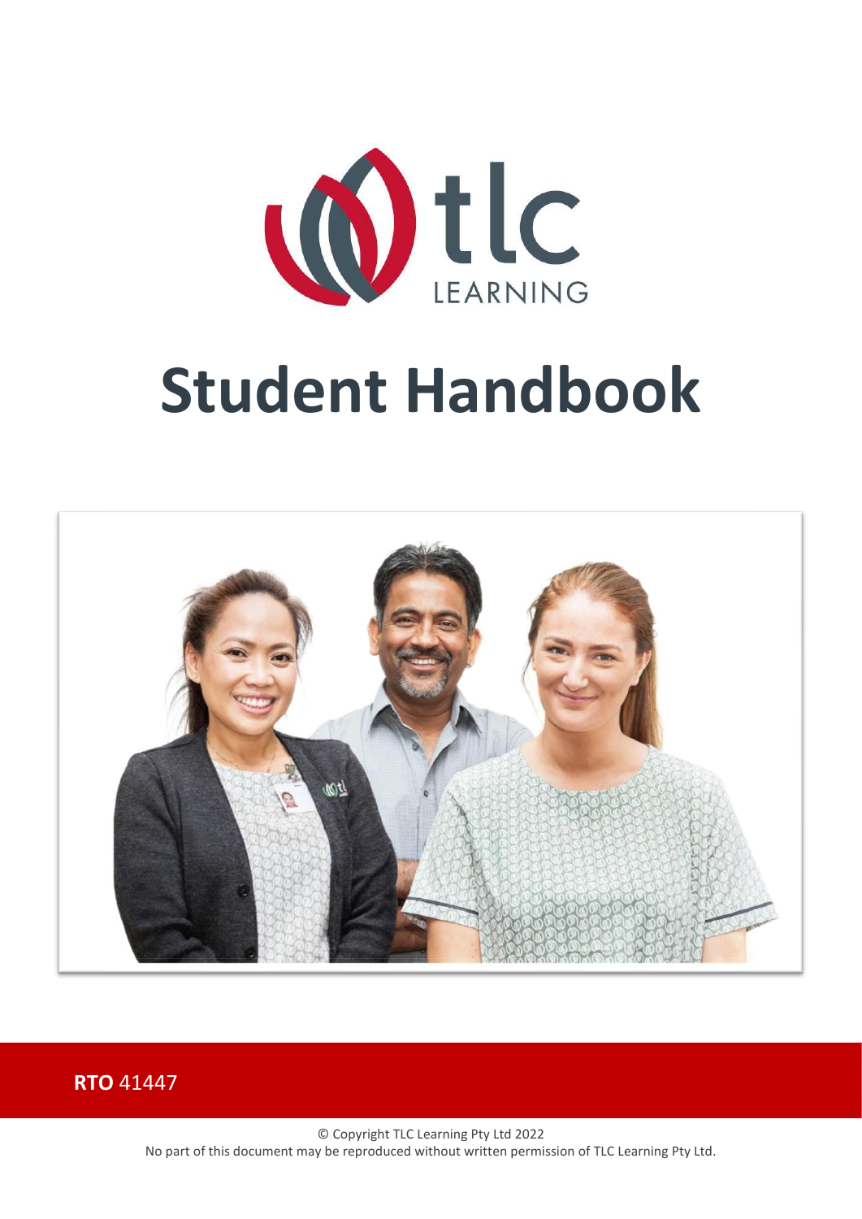tlc LEARNING

# Student Handbook

**RTO** 41447

© Copyright TLC Learning Pty Ltd 2022
No part of this document may be reproduced without written permission of TLC Learning Pty Ltd.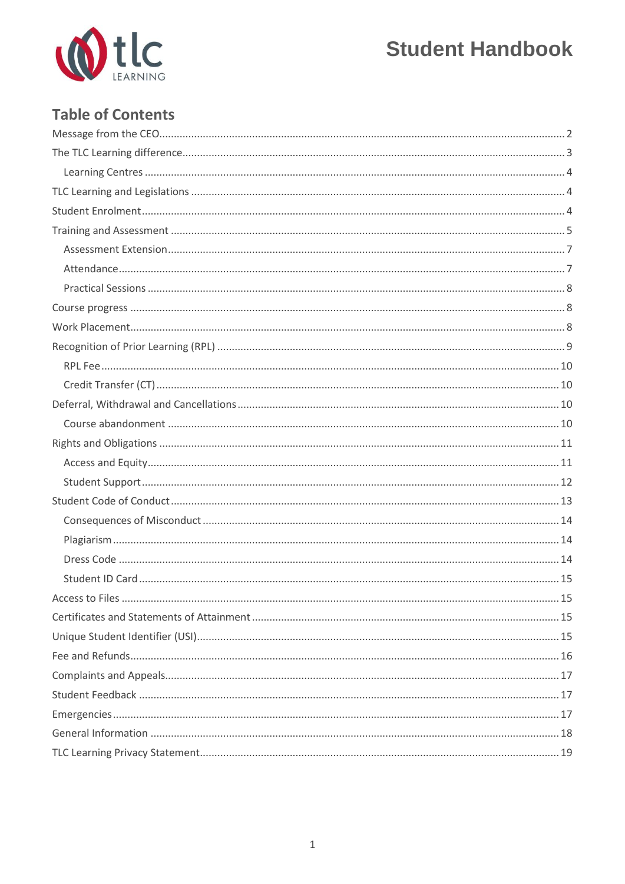# Student Handbook

## Table of Contents

- Message from the CEO ........ 2
- The TLC Learning difference ........ 3
  - Learning Centres ........ 4
- TLC Learning and Legislations ........ 4
- Student Enrolment ........ 4
- Training and Assessment ........ 5
  - Assessment Extension ........ 7
  - Attendance ........ 7
  - Practical Sessions ........ 8
- Course progress ........ 8
- Work Placement ........ 8
- Recognition of Prior Learning (RPL) ........ 9
  - RPL Fee ........ 10
  - Credit Transfer (CT) ........ 10
- Deferral, Withdrawal and Cancellations ........ 10
  - Course abandonment ........ 10
- Rights and Obligations ........ 11
  - Access and Equity ........ 11
  - Student Support ........ 12
- Student Code of Conduct ........ 13
  - Consequences of Misconduct ........ 14
  - Plagiarism ........ 14
  - Dress Code ........ 14
  - Student ID Card ........ 15
- Access to Files ........ 15
- Certificates and Statements of Attainment ........ 15
- Unique Student Identifier (USI) ........ 15
- Fee and Refunds ........ 16
- Complaints and Appeals ........ 17
- Student Feedback ........ 17
- Emergencies ........ 17
- General Information ........ 18
- TLC Learning Privacy Statement ........ 19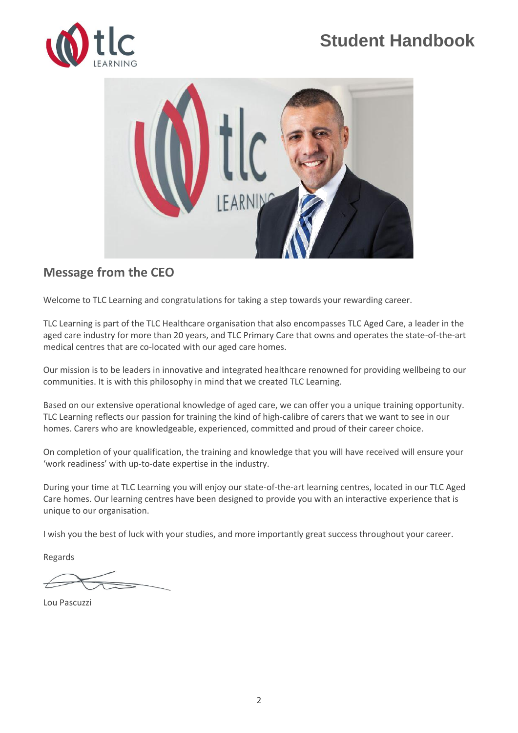# Student Handbook

## Message from the CEO

Welcome to TLC Learning and congratulations for taking a step towards your rewarding career.

TLC Learning is part of the TLC Healthcare organisation that also encompasses TLC Aged Care, a leader in the aged care industry for more than 20 years, and TLC Primary Care that owns and operates the state-of-the-art medical centres that are co-located with our aged care homes.

Our mission is to be leaders in innovative and integrated healthcare renowned for providing wellbeing to our communities. It is with this philosophy in mind that we created TLC Learning.

Based on our extensive operational knowledge of aged care, we can offer you a unique training opportunity. TLC Learning reflects our passion for training the kind of high-calibre of carers that we want to see in our homes. Carers who are knowledgeable, experienced, committed and proud of their career choice.

On completion of your qualification, the training and knowledge that you will have received will ensure your 'work readiness' with up-to-date expertise in the industry.

During your time at TLC Learning you will enjoy our state-of-the-art learning centres, located in our TLC Aged Care homes. Our learning centres have been designed to provide you with an interactive experience that is unique to our organisation.

I wish you the best of luck with your studies, and more importantly great success throughout your career.

Regards

Lou Pascuzzi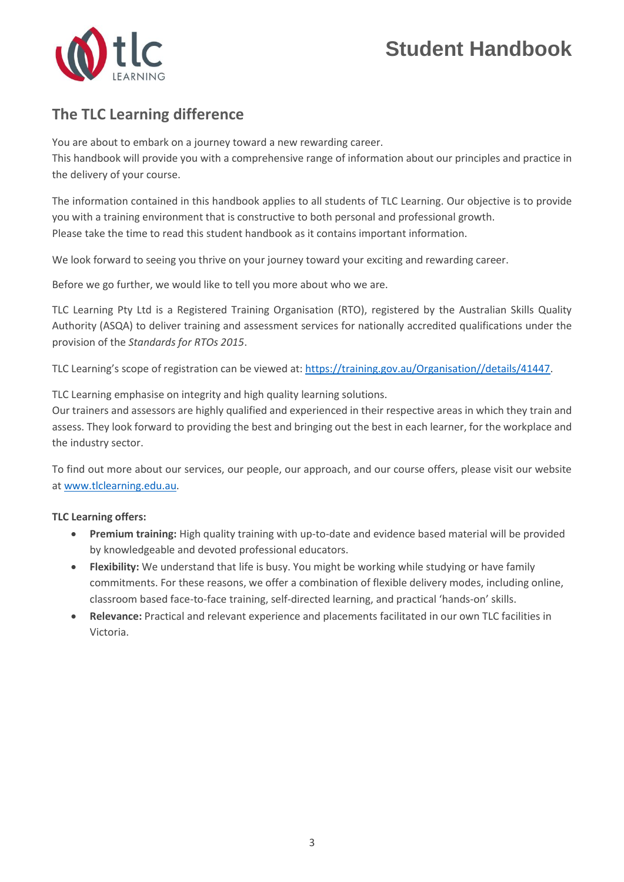## The TLC Learning difference

You are about to embark on a journey toward a new rewarding career.
This handbook will provide you with a comprehensive range of information about our principles and practice in the delivery of your course.

The information contained in this handbook applies to all students of TLC Learning. Our objective is to provide you with a training environment that is constructive to both personal and professional growth.
Please take the time to read this student handbook as it contains important information.

We look forward to seeing you thrive on your journey toward your exciting and rewarding career.

Before we go further, we would like to tell you more about who we are.

TLC Learning Pty Ltd is a Registered Training Organisation (RTO), registered by the Australian Skills Quality Authority (ASQA) to deliver training and assessment services for nationally accredited qualifications under the provision of the *Standards for RTOs 2015*.

TLC Learning's scope of registration can be viewed at: [https://training.gov.au/Organisation//details/41447](https://training.gov.au/Organisation//details/41447).

TLC Learning emphasise on integrity and high quality learning solutions.
Our trainers and assessors are highly qualified and experienced in their respective areas in which they train and assess. They look forward to providing the best and bringing out the best in each learner, for the workplace and the industry sector.

To find out more about our services, our people, our approach, and our course offers, please visit our website at [www.tlclearning.edu.au](www.tlclearning.edu.au).

**TLC Learning offers:**

- **Premium training:** High quality training with up-to-date and evidence based material will be provided by knowledgeable and devoted professional educators.
- **Flexibility:** We understand that life is busy. You might be working while studying or have family commitments. For these reasons, we offer a combination of flexible delivery modes, including online, classroom based face-to-face training, self-directed learning, and practical 'hands-on' skills.
- **Relevance:** Practical and relevant experience and placements facilitated in our own TLC facilities in Victoria.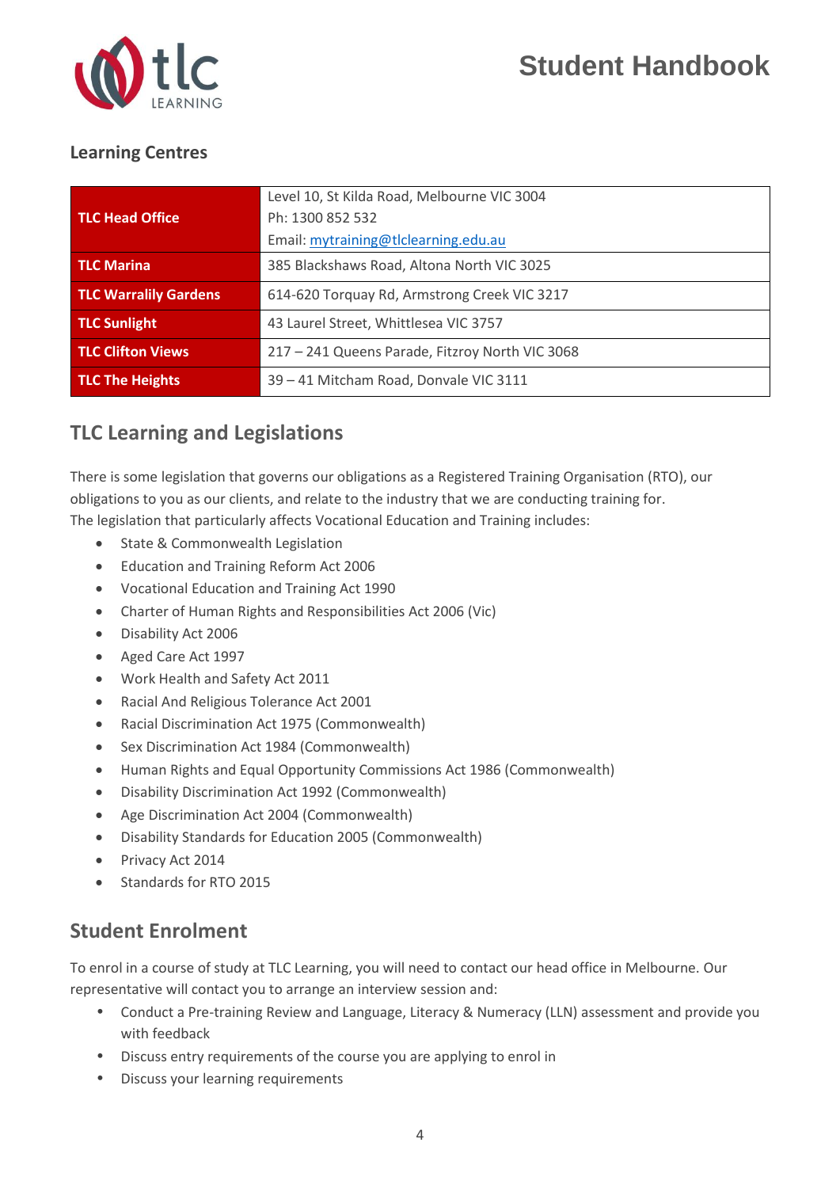## Learning Centres

| | |
|---|---|
| **TLC Head Office** | Level 10, St Kilda Road, Melbourne VIC 3004<br>Ph: 1300 852 532<br>Email: mytraining@tlclearning.edu.au |
| **TLC Marina** | 385 Blackshaws Road, Altona North VIC 3025 |
| **TLC Warralily Gardens** | 614-620 Torquay Rd, Armstrong Creek VIC 3217 |
| **TLC Sunlight** | 43 Laurel Street, Whittlesea VIC 3757 |
| **TLC Clifton Views** | 217 – 241 Queens Parade, Fitzroy North VIC 3068 |
| **TLC The Heights** | 39 – 41 Mitcham Road, Donvale VIC 3111 |

## TLC Learning and Legislations

There is some legislation that governs our obligations as a Registered Training Organisation (RTO), our obligations to you as our clients, and relate to the industry that we are conducting training for.
The legislation that particularly affects Vocational Education and Training includes:

- State & Commonwealth Legislation
- Education and Training Reform Act 2006
- Vocational Education and Training Act 1990
- Charter of Human Rights and Responsibilities Act 2006 (Vic)
- Disability Act 2006
- Aged Care Act 1997
- Work Health and Safety Act 2011
- Racial And Religious Tolerance Act 2001
- Racial Discrimination Act 1975 (Commonwealth)
- Sex Discrimination Act 1984 (Commonwealth)
- Human Rights and Equal Opportunity Commissions Act 1986 (Commonwealth)
- Disability Discrimination Act 1992 (Commonwealth)
- Age Discrimination Act 2004 (Commonwealth)
- Disability Standards for Education 2005 (Commonwealth)
- Privacy Act 2014
- Standards for RTO 2015

## Student Enrolment

To enrol in a course of study at TLC Learning, you will need to contact our head office in Melbourne. Our representative will contact you to arrange an interview session and:

- Conduct a Pre-training Review and Language, Literacy & Numeracy (LLN) assessment and provide you with feedback
- Discuss entry requirements of the course you are applying to enrol in
- Discuss your learning requirements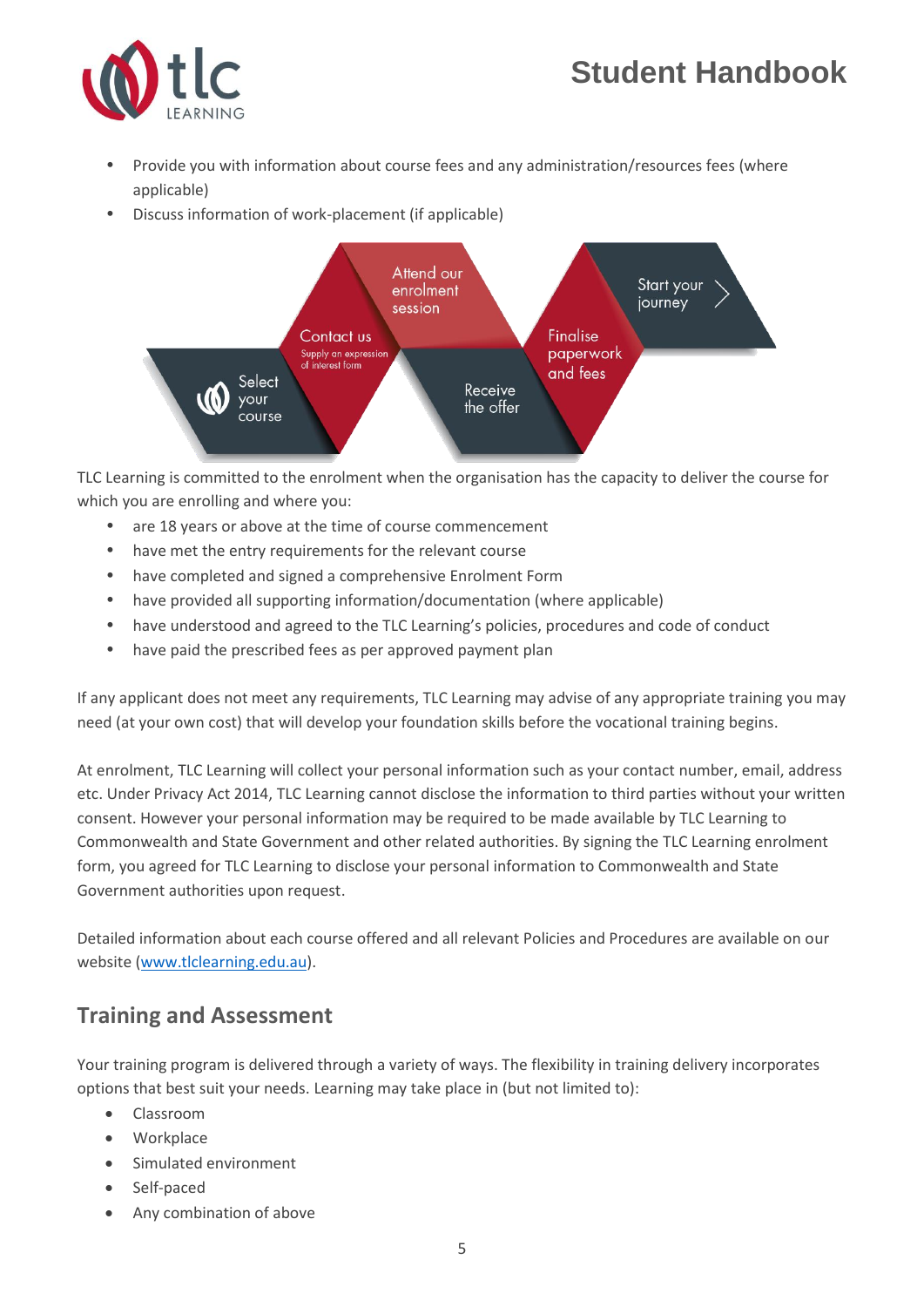- Provide you with information about course fees and any administration/resources fees (where applicable)
- Discuss information of work-placement (if applicable)

Select your course → Contact us (Supply an expression of interest form) → Attend our enrolment session → Receive the offer → Finalise paperwork and fees → Start your journey

TLC Learning is committed to the enrolment when the organisation has the capacity to deliver the course for which you are enrolling and where you:

- are 18 years or above at the time of course commencement
- have met the entry requirements for the relevant course
- have completed and signed a comprehensive Enrolment Form
- have provided all supporting information/documentation (where applicable)
- have understood and agreed to the TLC Learning's policies, procedures and code of conduct
- have paid the prescribed fees as per approved payment plan

If any applicant does not meet any requirements, TLC Learning may advise of any appropriate training you may need (at your own cost) that will develop your foundation skills before the vocational training begins.

At enrolment, TLC Learning will collect your personal information such as your contact number, email, address etc. Under Privacy Act 2014, TLC Learning cannot disclose the information to third parties without your written consent. However your personal information may be required to be made available by TLC Learning to Commonwealth and State Government and other related authorities. By signing the TLC Learning enrolment form, you agreed for TLC Learning to disclose your personal information to Commonwealth and State Government authorities upon request.

Detailed information about each course offered and all relevant Policies and Procedures are available on our website (www.tlclearning.edu.au).

## Training and Assessment

Your training program is delivered through a variety of ways. The flexibility in training delivery incorporates options that best suit your needs. Learning may take place in (but not limited to):

- Classroom
- Workplace
- Simulated environment
- Self-paced
- Any combination of above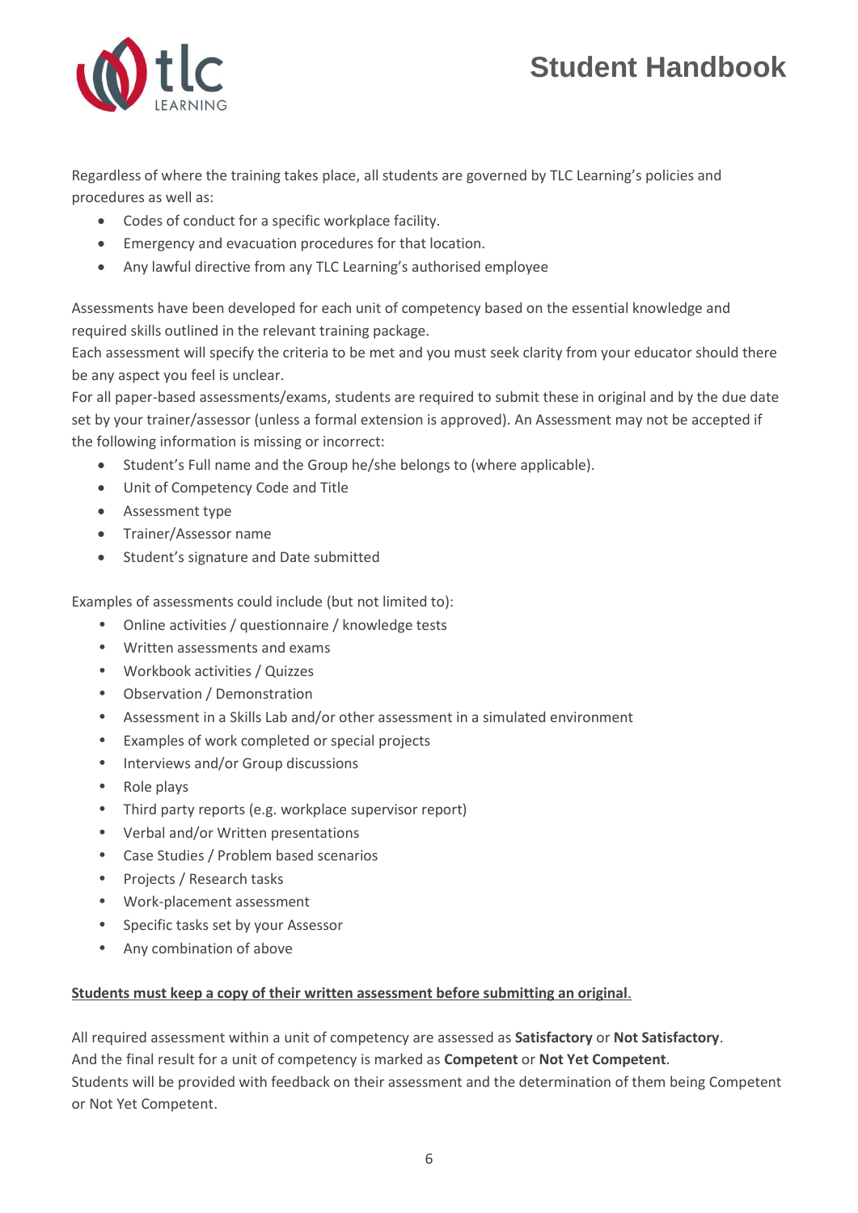Regardless of where the training takes place, all students are governed by TLC Learning's policies and procedures as well as:

- Codes of conduct for a specific workplace facility.
- Emergency and evacuation procedures for that location.
- Any lawful directive from any TLC Learning's authorised employee

Assessments have been developed for each unit of competency based on the essential knowledge and required skills outlined in the relevant training package.

Each assessment will specify the criteria to be met and you must seek clarity from your educator should there be any aspect you feel is unclear.

For all paper-based assessments/exams, students are required to submit these in original and by the due date set by your trainer/assessor (unless a formal extension is approved). An Assessment may not be accepted if the following information is missing or incorrect:

- Student's Full name and the Group he/she belongs to (where applicable).
- Unit of Competency Code and Title
- Assessment type
- Trainer/Assessor name
- Student's signature and Date submitted

Examples of assessments could include (but not limited to):

- Online activities / questionnaire / knowledge tests
- Written assessments and exams
- Workbook activities / Quizzes
- Observation / Demonstration
- Assessment in a Skills Lab and/or other assessment in a simulated environment
- Examples of work completed or special projects
- Interviews and/or Group discussions
- Role plays
- Third party reports (e.g. workplace supervisor report)
- Verbal and/or Written presentations
- Case Studies / Problem based scenarios
- Projects / Research tasks
- Work-placement assessment
- Specific tasks set by your Assessor
- Any combination of above

<u>**Students must keep a copy of their written assessment before submitting an original.**</u>

All required assessment within a unit of competency are assessed as **Satisfactory** or **Not Satisfactory**.

And the final result for a unit of competency is marked as **Competent** or **Not Yet Competent**.

Students will be provided with feedback on their assessment and the determination of them being Competent or Not Yet Competent.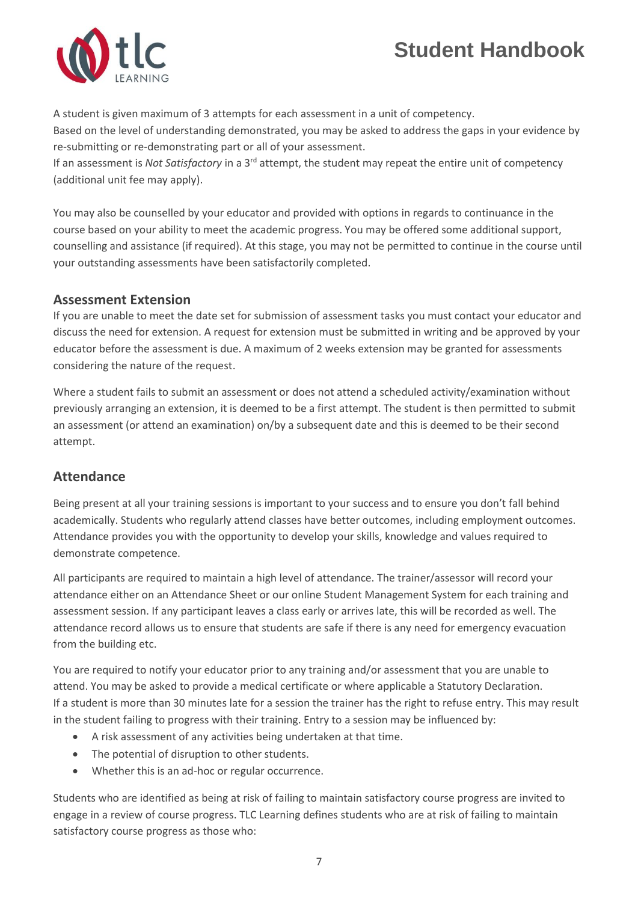A student is given maximum of 3 attempts for each assessment in a unit of competency.
Based on the level of understanding demonstrated, you may be asked to address the gaps in your evidence by re-submitting or re-demonstrating part or all of your assessment.
If an assessment is *Not Satisfactory* in a 3rd attempt, the student may repeat the entire unit of competency (additional unit fee may apply).

You may also be counselled by your educator and provided with options in regards to continuance in the course based on your ability to meet the academic progress. You may be offered some additional support, counselling and assistance (if required). At this stage, you may not be permitted to continue in the course until your outstanding assessments have been satisfactorily completed.

## Assessment Extension

If you are unable to meet the date set for submission of assessment tasks you must contact your educator and discuss the need for extension. A request for extension must be submitted in writing and be approved by your educator before the assessment is due. A maximum of 2 weeks extension may be granted for assessments considering the nature of the request.

Where a student fails to submit an assessment or does not attend a scheduled activity/examination without previously arranging an extension, it is deemed to be a first attempt. The student is then permitted to submit an assessment (or attend an examination) on/by a subsequent date and this is deemed to be their second attempt.

## Attendance

Being present at all your training sessions is important to your success and to ensure you don't fall behind academically. Students who regularly attend classes have better outcomes, including employment outcomes. Attendance provides you with the opportunity to develop your skills, knowledge and values required to demonstrate competence.

All participants are required to maintain a high level of attendance. The trainer/assessor will record your attendance either on an Attendance Sheet or our online Student Management System for each training and assessment session. If any participant leaves a class early or arrives late, this will be recorded as well. The attendance record allows us to ensure that students are safe if there is any need for emergency evacuation from the building etc.

You are required to notify your educator prior to any training and/or assessment that you are unable to attend. You may be asked to provide a medical certificate or where applicable a Statutory Declaration.
If a student is more than 30 minutes late for a session the trainer has the right to refuse entry. This may result in the student failing to progress with their training. Entry to a session may be influenced by:

- A risk assessment of any activities being undertaken at that time.
- The potential of disruption to other students.
- Whether this is an ad-hoc or regular occurrence.

Students who are identified as being at risk of failing to maintain satisfactory course progress are invited to engage in a review of course progress. TLC Learning defines students who are at risk of failing to maintain satisfactory course progress as those who: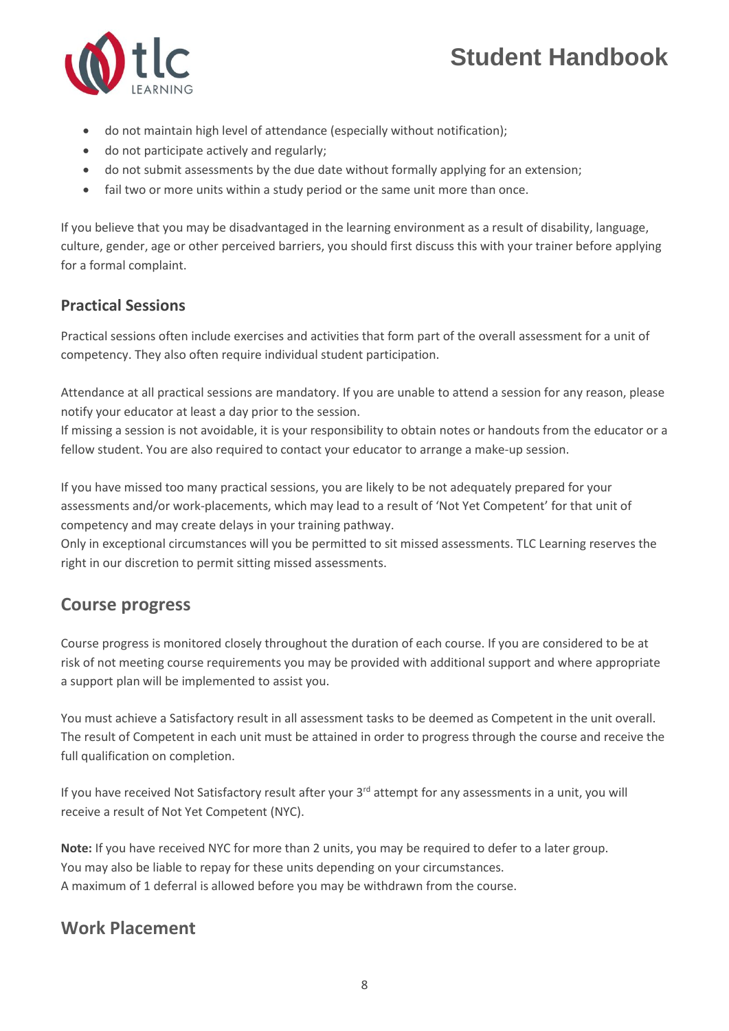- do not maintain high level of attendance (especially without notification);
- do not participate actively and regularly;
- do not submit assessments by the due date without formally applying for an extension;
- fail two or more units within a study period or the same unit more than once.

If you believe that you may be disadvantaged in the learning environment as a result of disability, language, culture, gender, age or other perceived barriers, you should first discuss this with your trainer before applying for a formal complaint.

### Practical Sessions

Practical sessions often include exercises and activities that form part of the overall assessment for a unit of competency. They also often require individual student participation.

Attendance at all practical sessions are mandatory. If you are unable to attend a session for any reason, please notify your educator at least a day prior to the session.
If missing a session is not avoidable, it is your responsibility to obtain notes or handouts from the educator or a fellow student. You are also required to contact your educator to arrange a make-up session.

If you have missed too many practical sessions, you are likely to be not adequately prepared for your assessments and/or work-placements, which may lead to a result of 'Not Yet Competent' for that unit of competency and may create delays in your training pathway.
Only in exceptional circumstances will you be permitted to sit missed assessments. TLC Learning reserves the right in our discretion to permit sitting missed assessments.

## Course progress

Course progress is monitored closely throughout the duration of each course. If you are considered to be at risk of not meeting course requirements you may be provided with additional support and where appropriate a support plan will be implemented to assist you.

You must achieve a Satisfactory result in all assessment tasks to be deemed as Competent in the unit overall. The result of Competent in each unit must be attained in order to progress through the course and receive the full qualification on completion.

If you have received Not Satisfactory result after your 3rd attempt for any assessments in a unit, you will receive a result of Not Yet Competent (NYC).

**Note:** If you have received NYC for more than 2 units, you may be required to defer to a later group.
You may also be liable to repay for these units depending on your circumstances.
A maximum of 1 deferral is allowed before you may be withdrawn from the course.

## Work Placement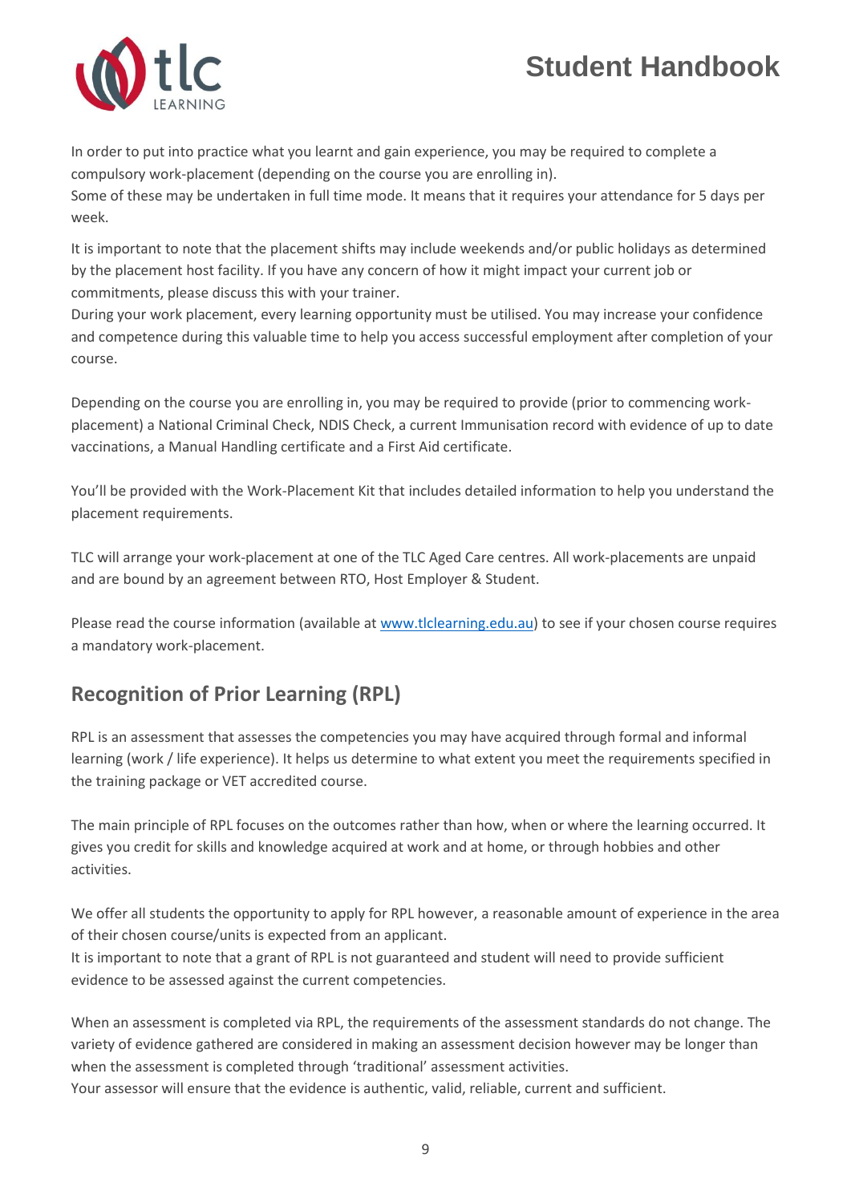In order to put into practice what you learnt and gain experience, you may be required to complete a compulsory work-placement (depending on the course you are enrolling in).
Some of these may be undertaken in full time mode. It means that it requires your attendance for 5 days per week.

It is important to note that the placement shifts may include weekends and/or public holidays as determined by the placement host facility. If you have any concern of how it might impact your current job or commitments, please discuss this with your trainer.
During your work placement, every learning opportunity must be utilised. You may increase your confidence and competence during this valuable time to help you access successful employment after completion of your course.

Depending on the course you are enrolling in, you may be required to provide (prior to commencing work-placement) a National Criminal Check, NDIS Check, a current Immunisation record with evidence of up to date vaccinations, a Manual Handling certificate and a First Aid certificate.

You'll be provided with the Work-Placement Kit that includes detailed information to help you understand the placement requirements.

TLC will arrange your work-placement at one of the TLC Aged Care centres. All work-placements are unpaid and are bound by an agreement between RTO, Host Employer & Student.

Please read the course information (available at [www.tlclearning.edu.au](http://www.tlclearning.edu.au)) to see if your chosen course requires a mandatory work-placement.

## Recognition of Prior Learning (RPL)

RPL is an assessment that assesses the competencies you may have acquired through formal and informal learning (work / life experience). It helps us determine to what extent you meet the requirements specified in the training package or VET accredited course.

The main principle of RPL focuses on the outcomes rather than how, when or where the learning occurred. It gives you credit for skills and knowledge acquired at work and at home, or through hobbies and other activities.

We offer all students the opportunity to apply for RPL however, a reasonable amount of experience in the area of their chosen course/units is expected from an applicant.
It is important to note that a grant of RPL is not guaranteed and student will need to provide sufficient evidence to be assessed against the current competencies.

When an assessment is completed via RPL, the requirements of the assessment standards do not change. The variety of evidence gathered are considered in making an assessment decision however may be longer than when the assessment is completed through 'traditional' assessment activities.
Your assessor will ensure that the evidence is authentic, valid, reliable, current and sufficient.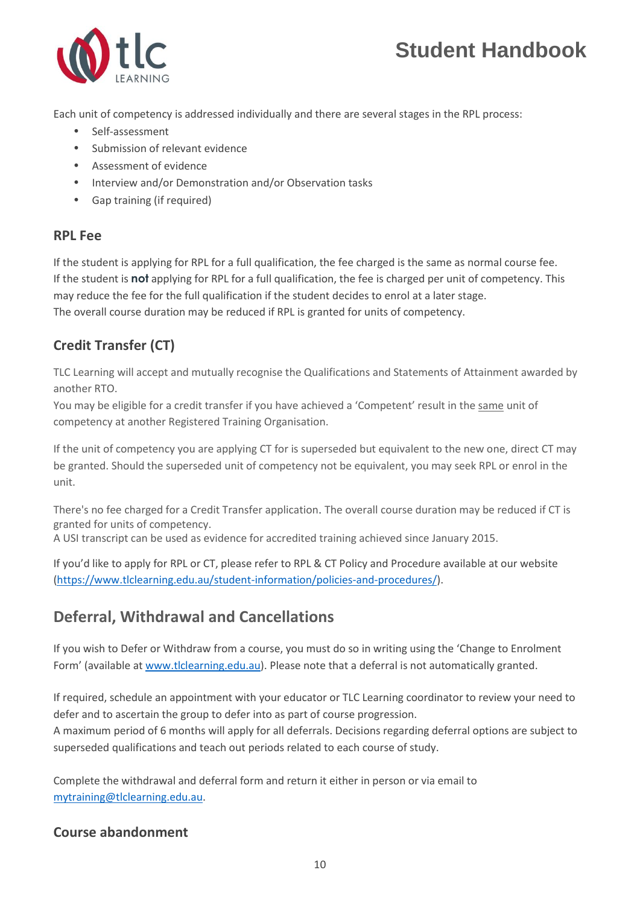Each unit of competency is addressed individually and there are several stages in the RPL process:

- Self-assessment
- Submission of relevant evidence
- Assessment of evidence
- Interview and/or Demonstration and/or Observation tasks
- Gap training (if required)

### RPL Fee

If the student is applying for RPL for a full qualification, the fee charged is the same as normal course fee.
If the student is **not** applying for RPL for a full qualification, the fee is charged per unit of competency. This may reduce the fee for the full qualification if the student decides to enrol at a later stage.
The overall course duration may be reduced if RPL is granted for units of competency.

### Credit Transfer (CT)

TLC Learning will accept and mutually recognise the Qualifications and Statements of Attainment awarded by another RTO.
You may be eligible for a credit transfer if you have achieved a 'Competent' result in the same unit of competency at another Registered Training Organisation.

If the unit of competency you are applying CT for is superseded but equivalent to the new one, direct CT may be granted. Should the superseded unit of competency not be equivalent, you may seek RPL or enrol in the unit.

There's no fee charged for a Credit Transfer application. The overall course duration may be reduced if CT is granted for units of competency.
A USI transcript can be used as evidence for accredited training achieved since January 2015.

If you'd like to apply for RPL or CT, please refer to RPL & CT Policy and Procedure available at our website (https://www.tlclearning.edu.au/student-information/policies-and-procedures/).

## Deferral, Withdrawal and Cancellations

If you wish to Defer or Withdraw from a course, you must do so in writing using the 'Change to Enrolment Form' (available at www.tlclearning.edu.au). Please note that a deferral is not automatically granted.

If required, schedule an appointment with your educator or TLC Learning coordinator to review your need to defer and to ascertain the group to defer into as part of course progression.
A maximum period of 6 months will apply for all deferrals. Decisions regarding deferral options are subject to superseded qualifications and teach out periods related to each course of study.

Complete the withdrawal and deferral form and return it either in person or via email to mytraining@tlclearning.edu.au.

### Course abandonment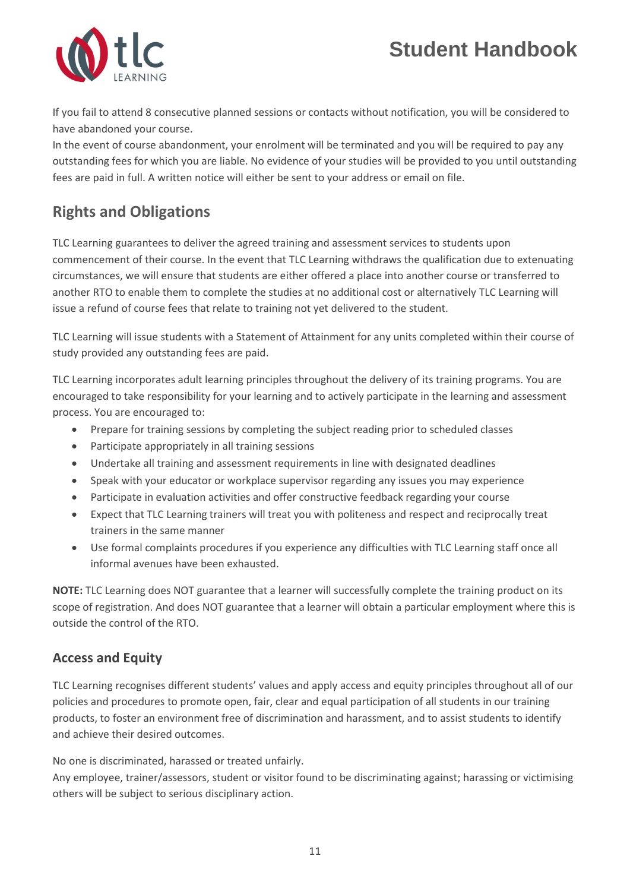If you fail to attend 8 consecutive planned sessions or contacts without notification, you will be considered to have abandoned your course.
In the event of course abandonment, your enrolment will be terminated and you will be required to pay any outstanding fees for which you are liable. No evidence of your studies will be provided to you until outstanding fees are paid in full. A written notice will either be sent to your address or email on file.

## Rights and Obligations

TLC Learning guarantees to deliver the agreed training and assessment services to students upon commencement of their course. In the event that TLC Learning withdraws the qualification due to extenuating circumstances, we will ensure that students are either offered a place into another course or transferred to another RTO to enable them to complete the studies at no additional cost or alternatively TLC Learning will issue a refund of course fees that relate to training not yet delivered to the student.

TLC Learning will issue students with a Statement of Attainment for any units completed within their course of study provided any outstanding fees are paid.

TLC Learning incorporates adult learning principles throughout the delivery of its training programs. You are encouraged to take responsibility for your learning and to actively participate in the learning and assessment process. You are encouraged to:

- Prepare for training sessions by completing the subject reading prior to scheduled classes
- Participate appropriately in all training sessions
- Undertake all training and assessment requirements in line with designated deadlines
- Speak with your educator or workplace supervisor regarding any issues you may experience
- Participate in evaluation activities and offer constructive feedback regarding your course
- Expect that TLC Learning trainers will treat you with politeness and respect and reciprocally treat trainers in the same manner
- Use formal complaints procedures if you experience any difficulties with TLC Learning staff once all informal avenues have been exhausted.

**NOTE:** TLC Learning does NOT guarantee that a learner will successfully complete the training product on its scope of registration. And does NOT guarantee that a learner will obtain a particular employment where this is outside the control of the RTO.

### Access and Equity

TLC Learning recognises different students' values and apply access and equity principles throughout all of our policies and procedures to promote open, fair, clear and equal participation of all students in our training products, to foster an environment free of discrimination and harassment, and to assist students to identify and achieve their desired outcomes.

No one is discriminated, harassed or treated unfairly.
Any employee, trainer/assessors, student or visitor found to be discriminating against; harassing or victimising others will be subject to serious disciplinary action.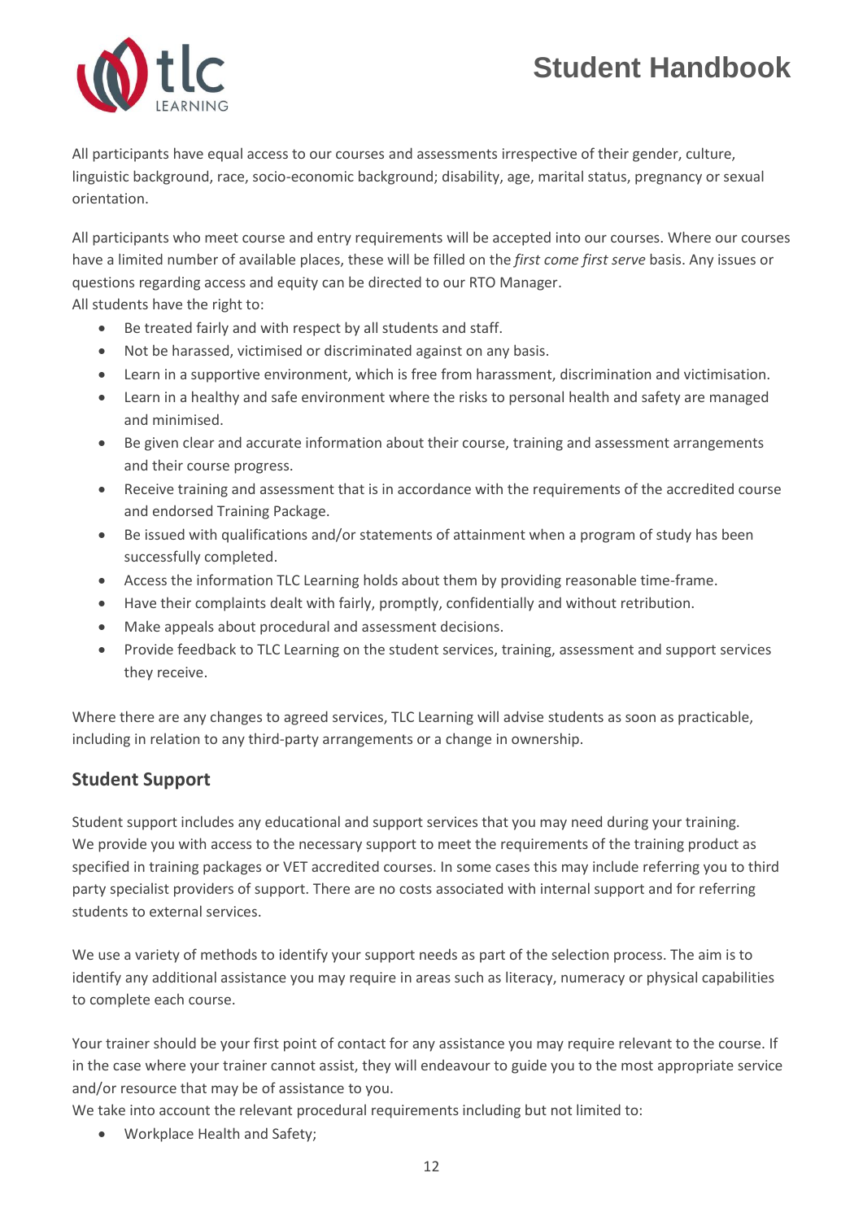All participants have equal access to our courses and assessments irrespective of their gender, culture, linguistic background, race, socio-economic background; disability, age, marital status, pregnancy or sexual orientation.

All participants who meet course and entry requirements will be accepted into our courses. Where our courses have a limited number of available places, these will be filled on the *first come first serve* basis. Any issues or questions regarding access and equity can be directed to our RTO Manager.
All students have the right to:

- Be treated fairly and with respect by all students and staff.
- Not be harassed, victimised or discriminated against on any basis.
- Learn in a supportive environment, which is free from harassment, discrimination and victimisation.
- Learn in a healthy and safe environment where the risks to personal health and safety are managed and minimised.
- Be given clear and accurate information about their course, training and assessment arrangements and their course progress.
- Receive training and assessment that is in accordance with the requirements of the accredited course and endorsed Training Package.
- Be issued with qualifications and/or statements of attainment when a program of study has been successfully completed.
- Access the information TLC Learning holds about them by providing reasonable time-frame.
- Have their complaints dealt with fairly, promptly, confidentially and without retribution.
- Make appeals about procedural and assessment decisions.
- Provide feedback to TLC Learning on the student services, training, assessment and support services they receive.

Where there are any changes to agreed services, TLC Learning will advise students as soon as practicable, including in relation to any third-party arrangements or a change in ownership.

## Student Support

Student support includes any educational and support services that you may need during your training. We provide you with access to the necessary support to meet the requirements of the training product as specified in training packages or VET accredited courses. In some cases this may include referring you to third party specialist providers of support. There are no costs associated with internal support and for referring students to external services.

We use a variety of methods to identify your support needs as part of the selection process. The aim is to identify any additional assistance you may require in areas such as literacy, numeracy or physical capabilities to complete each course.

Your trainer should be your first point of contact for any assistance you may require relevant to the course. If in the case where your trainer cannot assist, they will endeavour to guide you to the most appropriate service and/or resource that may be of assistance to you.
We take into account the relevant procedural requirements including but not limited to:

- Workplace Health and Safety;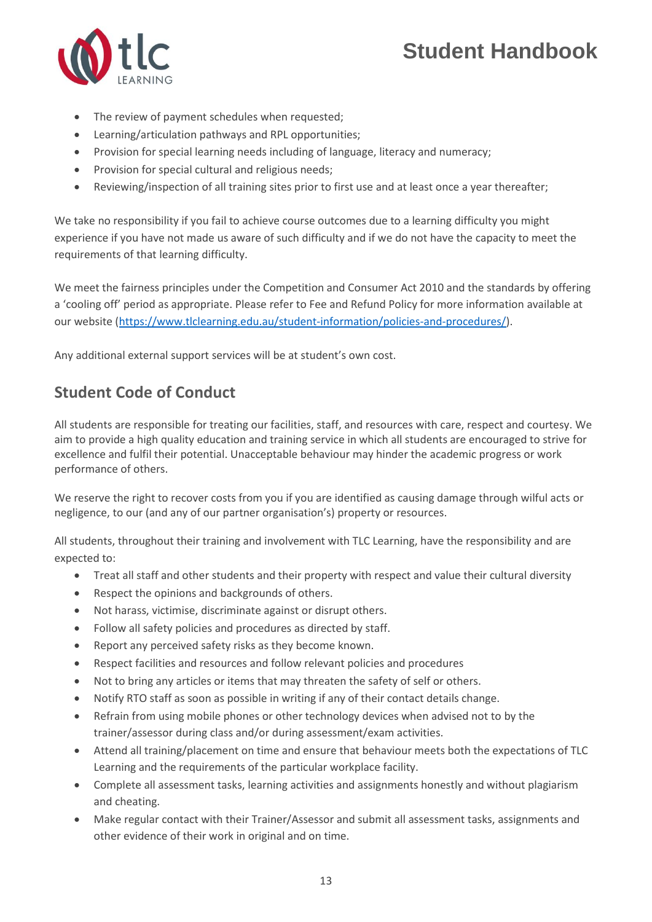- The review of payment schedules when requested;
- Learning/articulation pathways and RPL opportunities;
- Provision for special learning needs including of language, literacy and numeracy;
- Provision for special cultural and religious needs;
- Reviewing/inspection of all training sites prior to first use and at least once a year thereafter;

We take no responsibility if you fail to achieve course outcomes due to a learning difficulty you might experience if you have not made us aware of such difficulty and if we do not have the capacity to meet the requirements of that learning difficulty.

We meet the fairness principles under the Competition and Consumer Act 2010 and the standards by offering a 'cooling off' period as appropriate. Please refer to Fee and Refund Policy for more information available at our website (https://www.tlclearning.edu.au/student-information/policies-and-procedures/).

Any additional external support services will be at student's own cost.

## Student Code of Conduct

All students are responsible for treating our facilities, staff, and resources with care, respect and courtesy. We aim to provide a high quality education and training service in which all students are encouraged to strive for excellence and fulfil their potential. Unacceptable behaviour may hinder the academic progress or work performance of others.

We reserve the right to recover costs from you if you are identified as causing damage through wilful acts or negligence, to our (and any of our partner organisation's) property or resources.

All students, throughout their training and involvement with TLC Learning, have the responsibility and are expected to:

- Treat all staff and other students and their property with respect and value their cultural diversity
- Respect the opinions and backgrounds of others.
- Not harass, victimise, discriminate against or disrupt others.
- Follow all safety policies and procedures as directed by staff.
- Report any perceived safety risks as they become known.
- Respect facilities and resources and follow relevant policies and procedures
- Not to bring any articles or items that may threaten the safety of self or others.
- Notify RTO staff as soon as possible in writing if any of their contact details change.
- Refrain from using mobile phones or other technology devices when advised not to by the trainer/assessor during class and/or during assessment/exam activities.
- Attend all training/placement on time and ensure that behaviour meets both the expectations of TLC Learning and the requirements of the particular workplace facility.
- Complete all assessment tasks, learning activities and assignments honestly and without plagiarism and cheating.
- Make regular contact with their Trainer/Assessor and submit all assessment tasks, assignments and other evidence of their work in original and on time.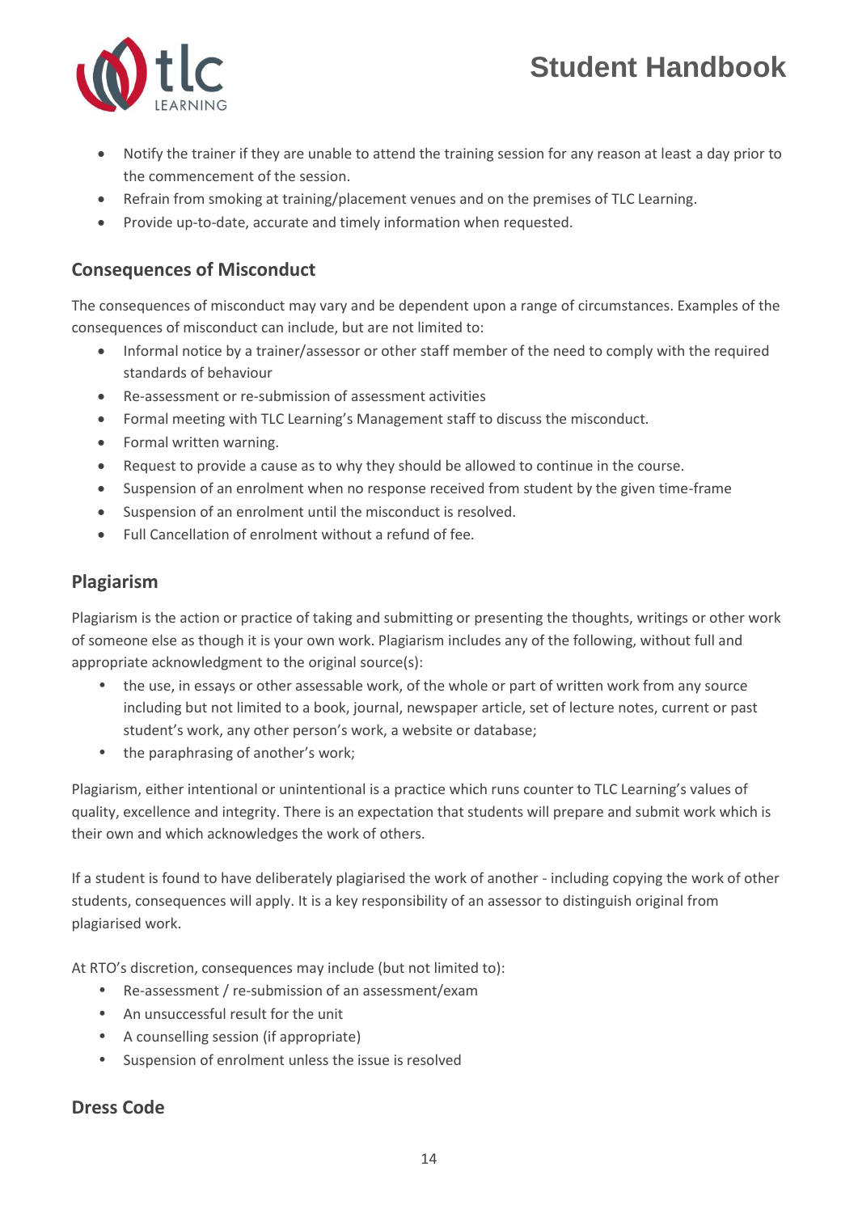- Notify the trainer if they are unable to attend the training session for any reason at least a day prior to the commencement of the session.
- Refrain from smoking at training/placement venues and on the premises of TLC Learning.
- Provide up-to-date, accurate and timely information when requested.

## Consequences of Misconduct

The consequences of misconduct may vary and be dependent upon a range of circumstances. Examples of the consequences of misconduct can include, but are not limited to:

- Informal notice by a trainer/assessor or other staff member of the need to comply with the required standards of behaviour
- Re-assessment or re-submission of assessment activities
- Formal meeting with TLC Learning's Management staff to discuss the misconduct.
- Formal written warning.
- Request to provide a cause as to why they should be allowed to continue in the course.
- Suspension of an enrolment when no response received from student by the given time-frame
- Suspension of an enrolment until the misconduct is resolved.
- Full Cancellation of enrolment without a refund of fee.

## Plagiarism

Plagiarism is the action or practice of taking and submitting or presenting the thoughts, writings or other work of someone else as though it is your own work. Plagiarism includes any of the following, without full and appropriate acknowledgment to the original source(s):

- the use, in essays or other assessable work, of the whole or part of written work from any source including but not limited to a book, journal, newspaper article, set of lecture notes, current or past student's work, any other person's work, a website or database;
- the paraphrasing of another's work;

Plagiarism, either intentional or unintentional is a practice which runs counter to TLC Learning's values of quality, excellence and integrity. There is an expectation that students will prepare and submit work which is their own and which acknowledges the work of others.

If a student is found to have deliberately plagiarised the work of another - including copying the work of other students, consequences will apply. It is a key responsibility of an assessor to distinguish original from plagiarised work.

At RTO's discretion, consequences may include (but not limited to):

- Re-assessment / re-submission of an assessment/exam
- An unsuccessful result for the unit
- A counselling session (if appropriate)
- Suspension of enrolment unless the issue is resolved

## Dress Code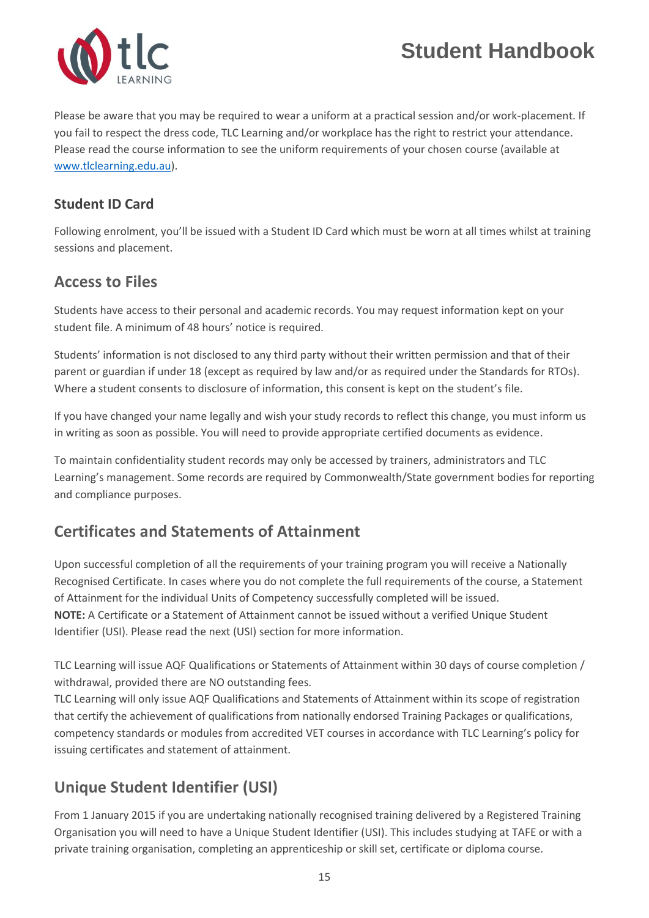Please be aware that you may be required to wear a uniform at a practical session and/or work-placement. If you fail to respect the dress code, TLC Learning and/or workplace has the right to restrict your attendance. Please read the course information to see the uniform requirements of your chosen course (available at www.tlclearning.edu.au).

### Student ID Card

Following enrolment, you'll be issued with a Student ID Card which must be worn at all times whilst at training sessions and placement.

## Access to Files

Students have access to their personal and academic records. You may request information kept on your student file. A minimum of 48 hours' notice is required.

Students' information is not disclosed to any third party without their written permission and that of their parent or guardian if under 18 (except as required by law and/or as required under the Standards for RTOs). Where a student consents to disclosure of information, this consent is kept on the student's file.

If you have changed your name legally and wish your study records to reflect this change, you must inform us in writing as soon as possible. You will need to provide appropriate certified documents as evidence.

To maintain confidentiality student records may only be accessed by trainers, administrators and TLC Learning's management. Some records are required by Commonwealth/State government bodies for reporting and compliance purposes.

## Certificates and Statements of Attainment

Upon successful completion of all the requirements of your training program you will receive a Nationally Recognised Certificate. In cases where you do not complete the full requirements of the course, a Statement of Attainment for the individual Units of Competency successfully completed will be issued.
**NOTE:** A Certificate or a Statement of Attainment cannot be issued without a verified Unique Student Identifier (USI). Please read the next (USI) section for more information.

TLC Learning will issue AQF Qualifications or Statements of Attainment within 30 days of course completion / withdrawal, provided there are NO outstanding fees.
TLC Learning will only issue AQF Qualifications and Statements of Attainment within its scope of registration that certify the achievement of qualifications from nationally endorsed Training Packages or qualifications, competency standards or modules from accredited VET courses in accordance with TLC Learning's policy for issuing certificates and statement of attainment.

## Unique Student Identifier (USI)

From 1 January 2015 if you are undertaking nationally recognised training delivered by a Registered Training Organisation you will need to have a Unique Student Identifier (USI). This includes studying at TAFE or with a private training organisation, completing an apprenticeship or skill set, certificate or diploma course.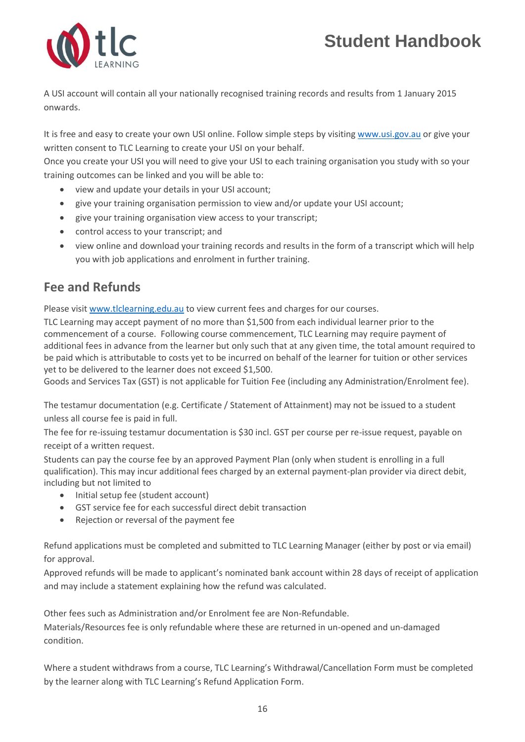A USI account will contain all your nationally recognised training records and results from 1 January 2015 onwards.

It is free and easy to create your own USI online. Follow simple steps by visiting www.usi.gov.au or give your written consent to TLC Learning to create your USI on your behalf.
Once you create your USI you will need to give your USI to each training organisation you study with so your training outcomes can be linked and you will be able to:

- view and update your details in your USI account;
- give your training organisation permission to view and/or update your USI account;
- give your training organisation view access to your transcript;
- control access to your transcript; and
- view online and download your training records and results in the form of a transcript which will help you with job applications and enrolment in further training.

## Fee and Refunds

Please visit www.tlclearning.edu.au to view current fees and charges for our courses.
TLC Learning may accept payment of no more than $1,500 from each individual learner prior to the commencement of a course. Following course commencement, TLC Learning may require payment of additional fees in advance from the learner but only such that at any given time, the total amount required to be paid which is attributable to costs yet to be incurred on behalf of the learner for tuition or other services yet to be delivered to the learner does not exceed $1,500.
Goods and Services Tax (GST) is not applicable for Tuition Fee (including any Administration/Enrolment fee).

The testamur documentation (e.g. Certificate / Statement of Attainment) may not be issued to a student unless all course fee is paid in full.
The fee for re-issuing testamur documentation is $30 incl. GST per course per re-issue request, payable on receipt of a written request.
Students can pay the course fee by an approved Payment Plan (only when student is enrolling in a full qualification). This may incur additional fees charged by an external payment-plan provider via direct debit, including but not limited to

- Initial setup fee (student account)
- GST service fee for each successful direct debit transaction
- Rejection or reversal of the payment fee

Refund applications must be completed and submitted to TLC Learning Manager (either by post or via email) for approval.
Approved refunds will be made to applicant's nominated bank account within 28 days of receipt of application and may include a statement explaining how the refund was calculated.

Other fees such as Administration and/or Enrolment fee are Non-Refundable.
Materials/Resources fee is only refundable where these are returned in un-opened and un-damaged condition.

Where a student withdraws from a course, TLC Learning's Withdrawal/Cancellation Form must be completed by the learner along with TLC Learning's Refund Application Form.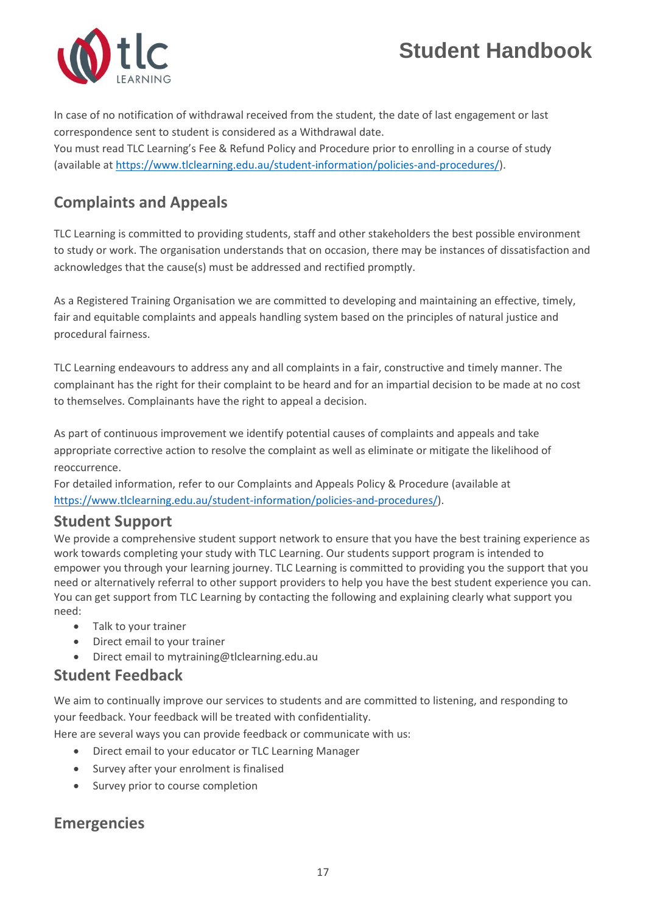In case of no notification of withdrawal received from the student, the date of last engagement or last correspondence sent to student is considered as a Withdrawal date.
You must read TLC Learning's Fee & Refund Policy and Procedure prior to enrolling in a course of study (available at https://www.tlclearning.edu.au/student-information/policies-and-procedures/).

## Complaints and Appeals

TLC Learning is committed to providing students, staff and other stakeholders the best possible environment to study or work. The organisation understands that on occasion, there may be instances of dissatisfaction and acknowledges that the cause(s) must be addressed and rectified promptly.

As a Registered Training Organisation we are committed to developing and maintaining an effective, timely, fair and equitable complaints and appeals handling system based on the principles of natural justice and procedural fairness.

TLC Learning endeavours to address any and all complaints in a fair, constructive and timely manner. The complainant has the right for their complaint to be heard and for an impartial decision to be made at no cost to themselves. Complainants have the right to appeal a decision.

As part of continuous improvement we identify potential causes of complaints and appeals and take appropriate corrective action to resolve the complaint as well as eliminate or mitigate the likelihood of reoccurrence.
For detailed information, refer to our Complaints and Appeals Policy & Procedure (available at https://www.tlclearning.edu.au/student-information/policies-and-procedures/).

## Student Support

We provide a comprehensive student support network to ensure that you have the best training experience as work towards completing your study with TLC Learning. Our students support program is intended to empower you through your learning journey. TLC Learning is committed to providing you the support that you need or alternatively referral to other support providers to help you have the best student experience you can. You can get support from TLC Learning by contacting the following and explaining clearly what support you need:

- Talk to your trainer
- Direct email to your trainer
- Direct email to mytraining@tlclearning.edu.au

## Student Feedback

We aim to continually improve our services to students and are committed to listening, and responding to your feedback. Your feedback will be treated with confidentiality.
Here are several ways you can provide feedback or communicate with us:

- Direct email to your educator or TLC Learning Manager
- Survey after your enrolment is finalised
- Survey prior to course completion

## Emergencies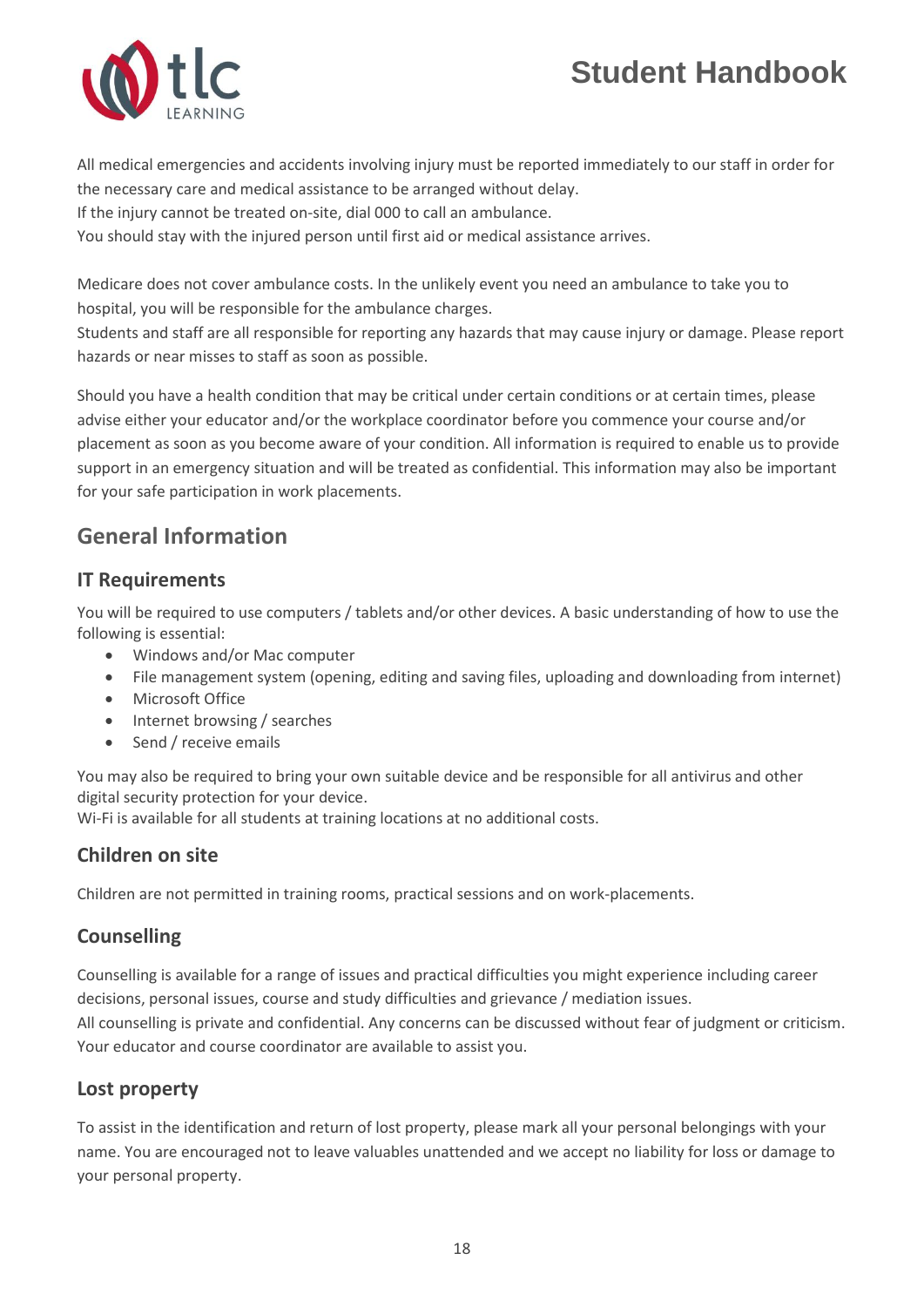All medical emergencies and accidents involving injury must be reported immediately to our staff in order for the necessary care and medical assistance to be arranged without delay.
If the injury cannot be treated on-site, dial 000 to call an ambulance.
You should stay with the injured person until first aid or medical assistance arrives.

Medicare does not cover ambulance costs. In the unlikely event you need an ambulance to take you to hospital, you will be responsible for the ambulance charges.
Students and staff are all responsible for reporting any hazards that may cause injury or damage. Please report hazards or near misses to staff as soon as possible.

Should you have a health condition that may be critical under certain conditions or at certain times, please advise either your educator and/or the workplace coordinator before you commence your course and/or placement as soon as you become aware of your condition. All information is required to enable us to provide support in an emergency situation and will be treated as confidential. This information may also be important for your safe participation in work placements.

## General Information

### IT Requirements

You will be required to use computers / tablets and/or other devices. A basic understanding of how to use the following is essential:

- Windows and/or Mac computer
- File management system (opening, editing and saving files, uploading and downloading from internet)
- Microsoft Office
- Internet browsing / searches
- Send / receive emails

You may also be required to bring your own suitable device and be responsible for all antivirus and other digital security protection for your device.
Wi-Fi is available for all students at training locations at no additional costs.

### Children on site

Children are not permitted in training rooms, practical sessions and on work-placements.

### Counselling

Counselling is available for a range of issues and practical difficulties you might experience including career decisions, personal issues, course and study difficulties and grievance / mediation issues.
All counselling is private and confidential. Any concerns can be discussed without fear of judgment or criticism. Your educator and course coordinator are available to assist you.

### Lost property

To assist in the identification and return of lost property, please mark all your personal belongings with your name. You are encouraged not to leave valuables unattended and we accept no liability for loss or damage to your personal property.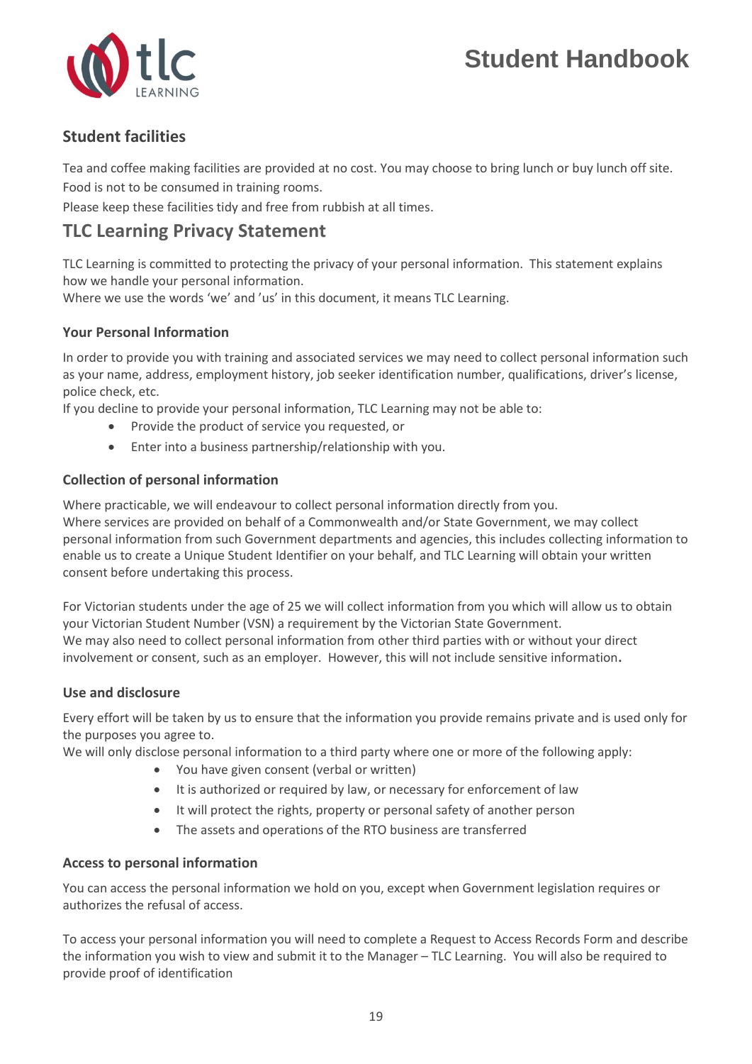## Student facilities

Tea and coffee making facilities are provided at no cost. You may choose to bring lunch or buy lunch off site.
Food is not to be consumed in training rooms.
Please keep these facilities tidy and free from rubbish at all times.

## TLC Learning Privacy Statement

TLC Learning is committed to protecting the privacy of your personal information. This statement explains how we handle your personal information.
Where we use the words 'we' and 'us' in this document, it means TLC Learning.

### Your Personal Information

In order to provide you with training and associated services we may need to collect personal information such as your name, address, employment history, job seeker identification number, qualifications, driver's license, police check, etc.
If you decline to provide your personal information, TLC Learning may not be able to:

- Provide the product of service you requested, or
- Enter into a business partnership/relationship with you.

### Collection of personal information

Where practicable, we will endeavour to collect personal information directly from you.
Where services are provided on behalf of a Commonwealth and/or State Government, we may collect personal information from such Government departments and agencies, this includes collecting information to enable us to create a Unique Student Identifier on your behalf, and TLC Learning will obtain your written consent before undertaking this process.

For Victorian students under the age of 25 we will collect information from you which will allow us to obtain your Victorian Student Number (VSN) a requirement by the Victorian State Government.
We may also need to collect personal information from other third parties with or without your direct involvement or consent, such as an employer. However, this will not include sensitive information**.**

### Use and disclosure

Every effort will be taken by us to ensure that the information you provide remains private and is used only for the purposes you agree to.
We will only disclose personal information to a third party where one or more of the following apply:

- You have given consent (verbal or written)
- It is authorized or required by law, or necessary for enforcement of law
- It will protect the rights, property or personal safety of another person
- The assets and operations of the RTO business are transferred

### Access to personal information

You can access the personal information we hold on you, except when Government legislation requires or authorizes the refusal of access.

To access your personal information you will need to complete a Request to Access Records Form and describe the information you wish to view and submit it to the Manager – TLC Learning. You will also be required to provide proof of identification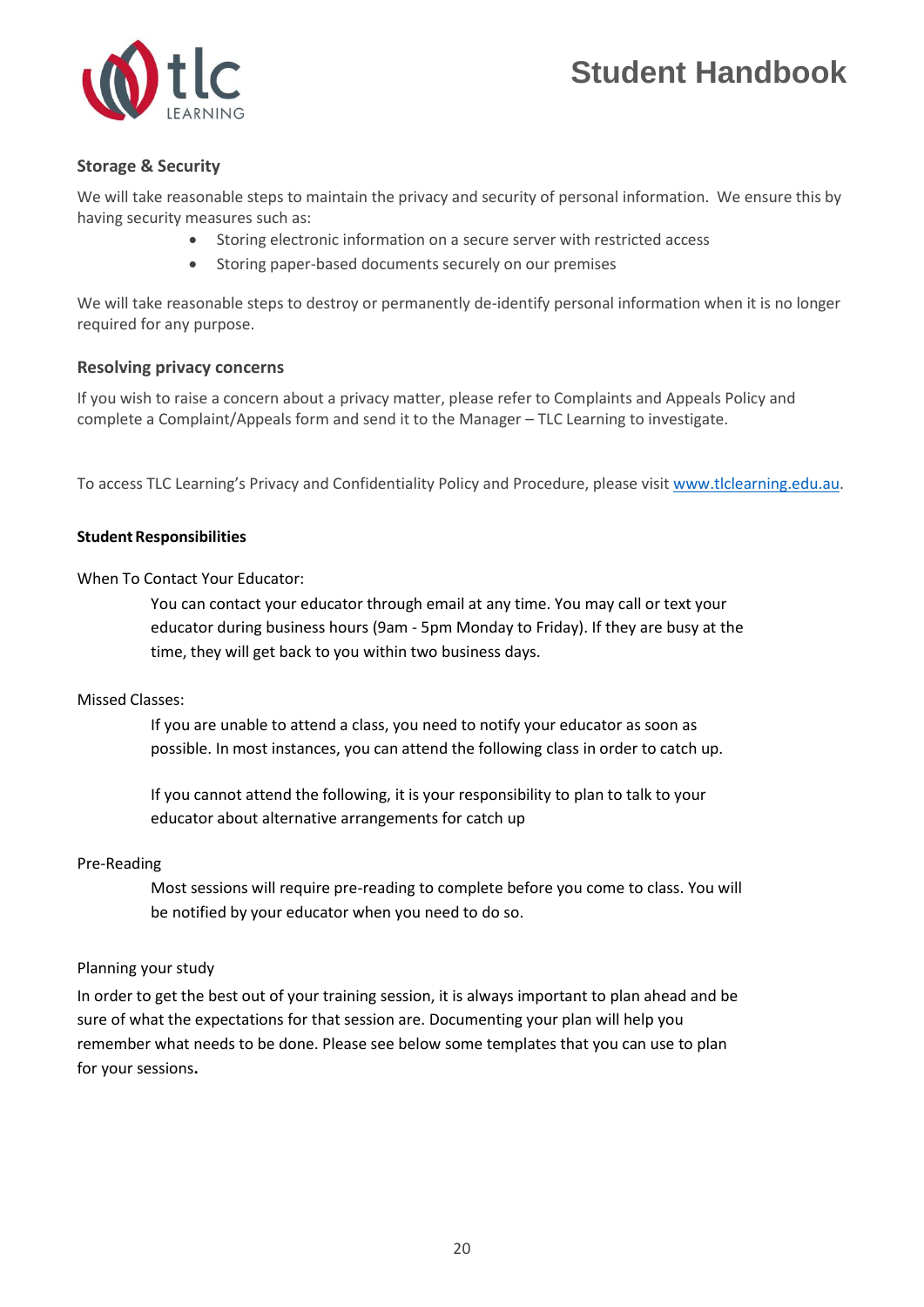### Storage & Security

We will take reasonable steps to maintain the privacy and security of personal information. We ensure this by having security measures such as:

- Storing electronic information on a secure server with restricted access
- Storing paper-based documents securely on our premises

We will take reasonable steps to destroy or permanently de-identify personal information when it is no longer required for any purpose.

### Resolving privacy concerns

If you wish to raise a concern about a privacy matter, please refer to Complaints and Appeals Policy and complete a Complaint/Appeals form and send it to the Manager – TLC Learning to investigate.

To access TLC Learning's Privacy and Confidentiality Policy and Procedure, please visit [www.tlclearning.edu.au](http://www.tlclearning.edu.au).

**Student Responsibilities**

When To Contact Your Educator:

> You can contact your educator through email at any time. You may call or text your educator during business hours (9am - 5pm Monday to Friday). If they are busy at the time, they will get back to you within two business days.

Missed Classes:

> If you are unable to attend a class, you need to notify your educator as soon as possible. In most instances, you can attend the following class in order to catch up.
>
> If you cannot attend the following, it is your responsibility to plan to talk to your educator about alternative arrangements for catch up

Pre-Reading

> Most sessions will require pre-reading to complete before you come to class. You will be notified by your educator when you need to do so.

Planning your study

In order to get the best out of your training session, it is always important to plan ahead and be sure of what the expectations for that session are. Documenting your plan will help you remember what needs to be done. Please see below some templates that you can use to plan for your sessions.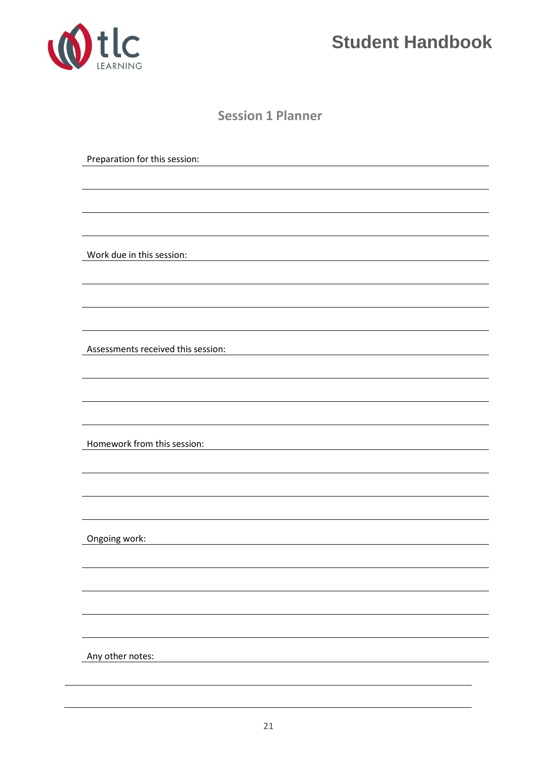## Session 1 Planner

Preparation for this session:

Work due in this session:

Assessments received this session:

Homework from this session:

Ongoing work:

Any other notes: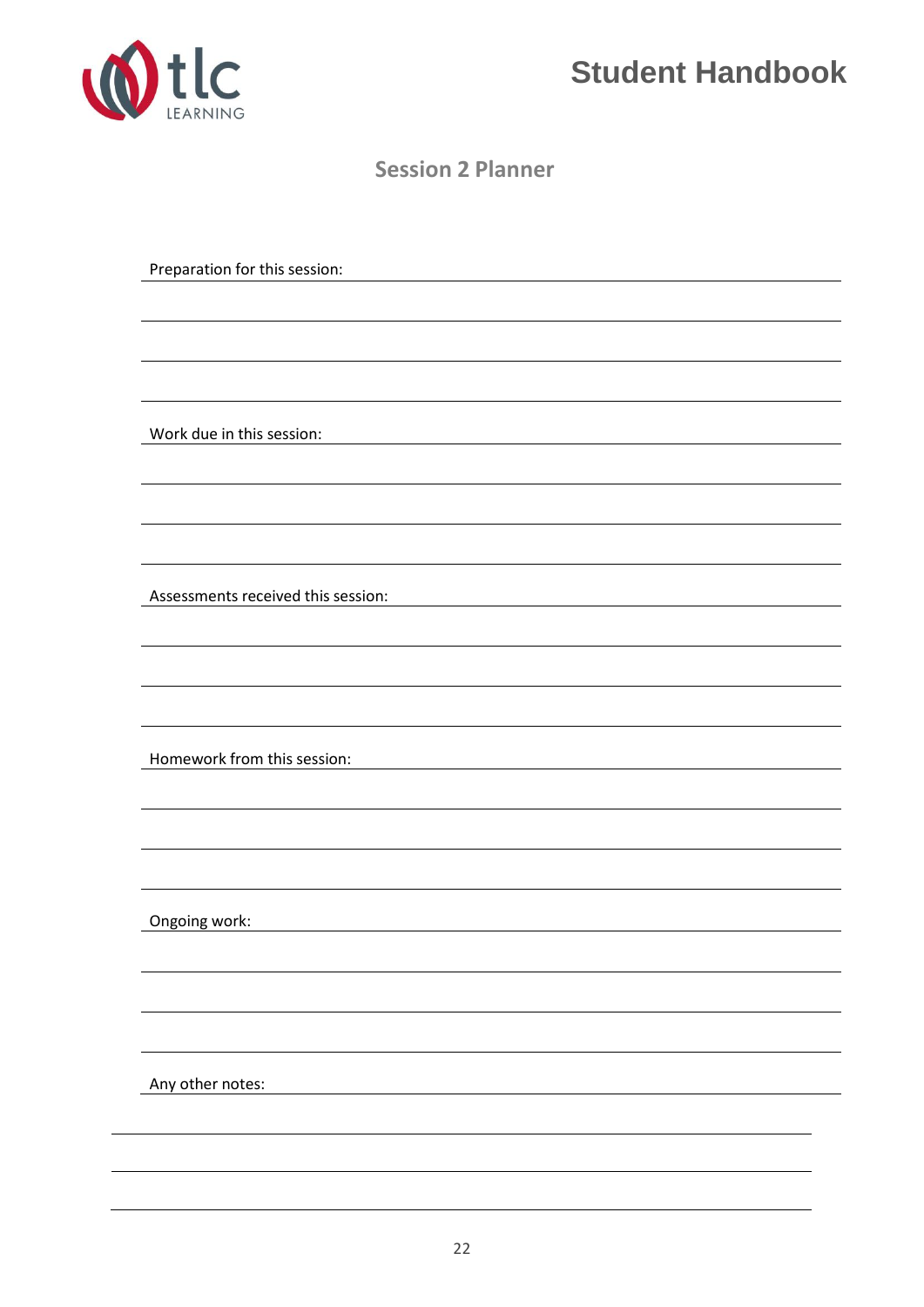## Session 2 Planner

Preparation for this session:

Work due in this session:

Assessments received this session:

Homework from this session:

Ongoing work:

Any other notes: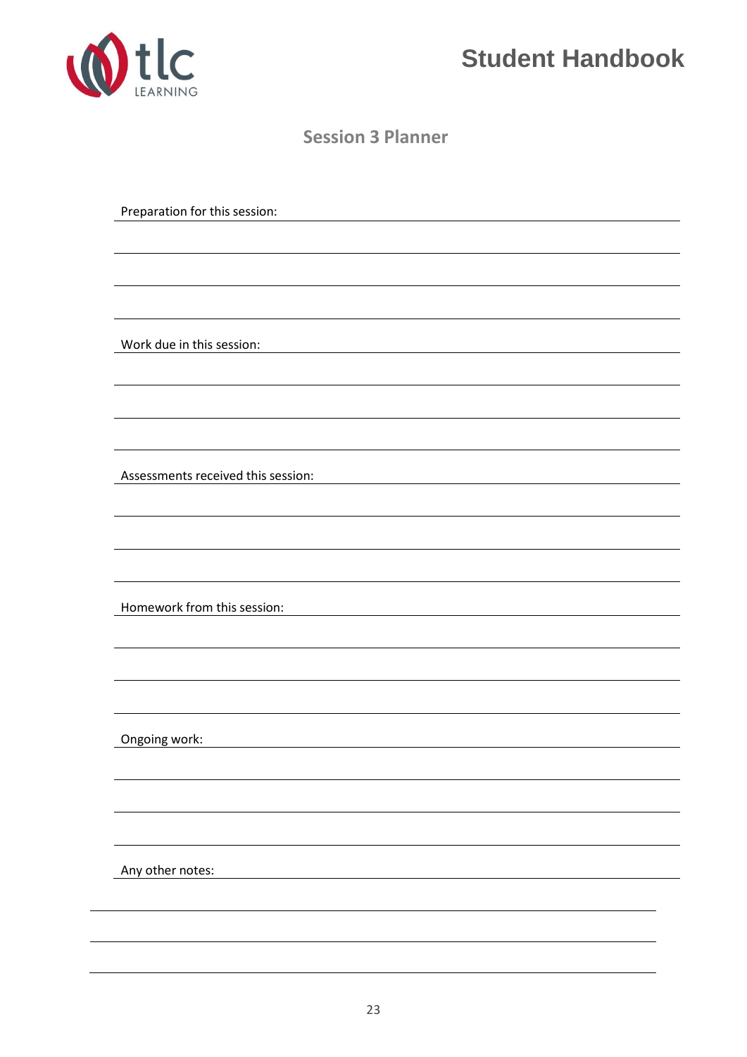## Session 3 Planner

Preparation for this session:

Work due in this session:

Assessments received this session:

Homework from this session:

Ongoing work:

Any other notes: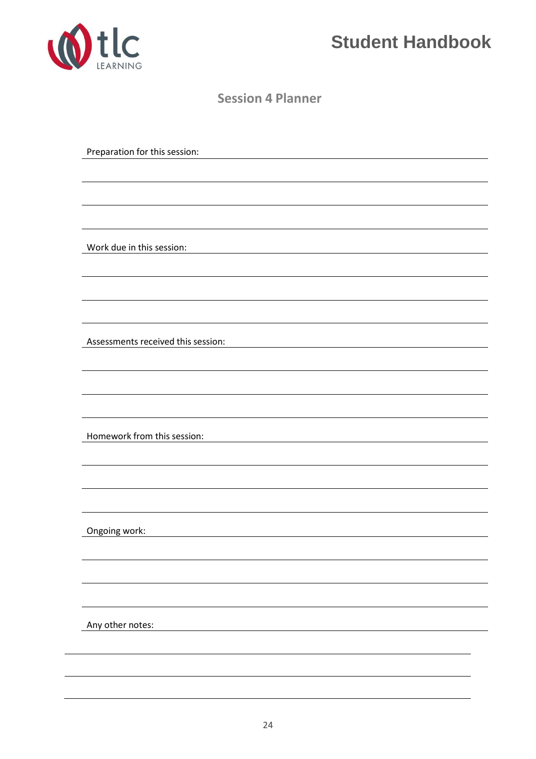## Session 4 Planner

Preparation for this session:

Work due in this session:

Assessments received this session:

Homework from this session:

Ongoing work:

Any other notes: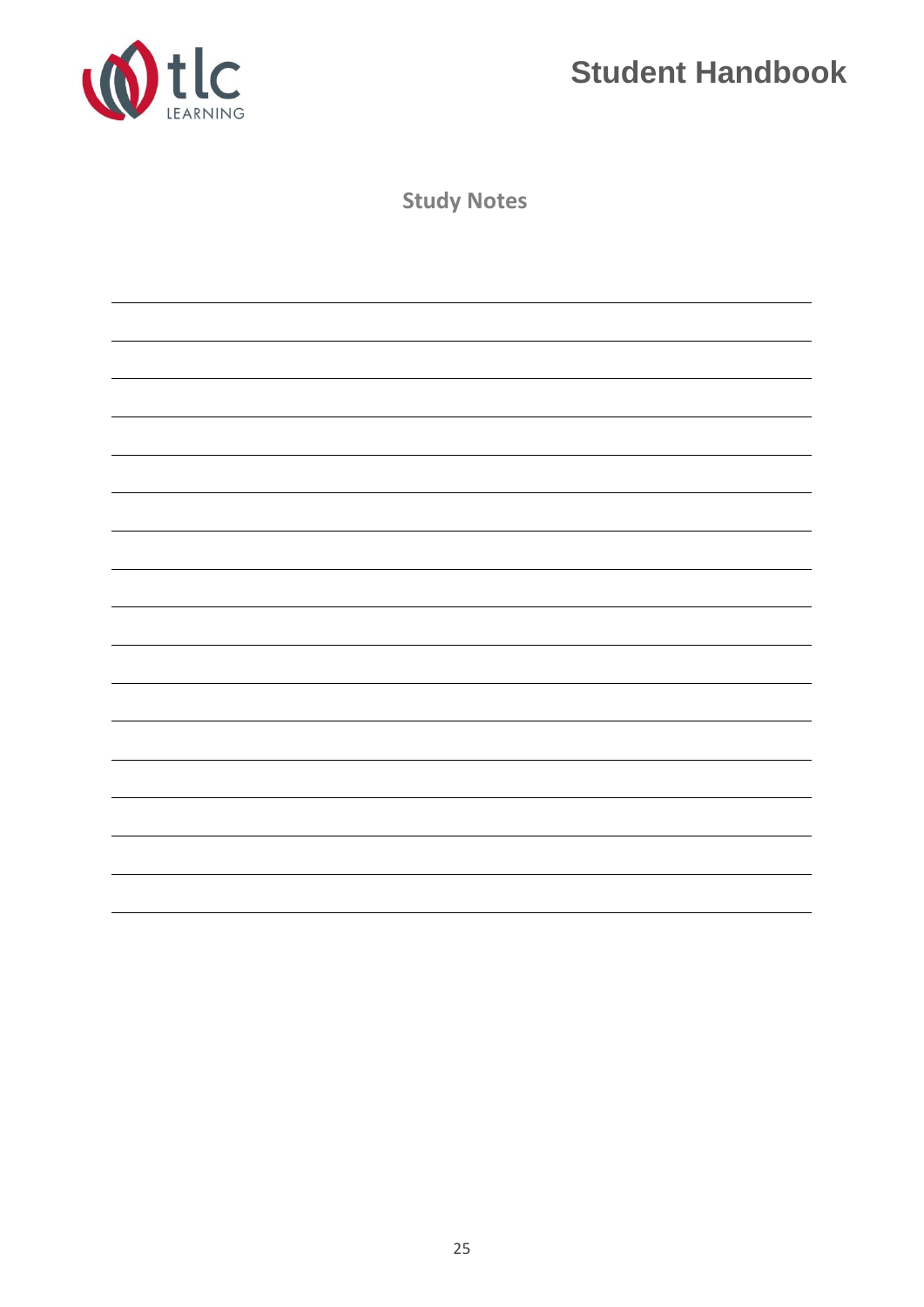## Study Notes